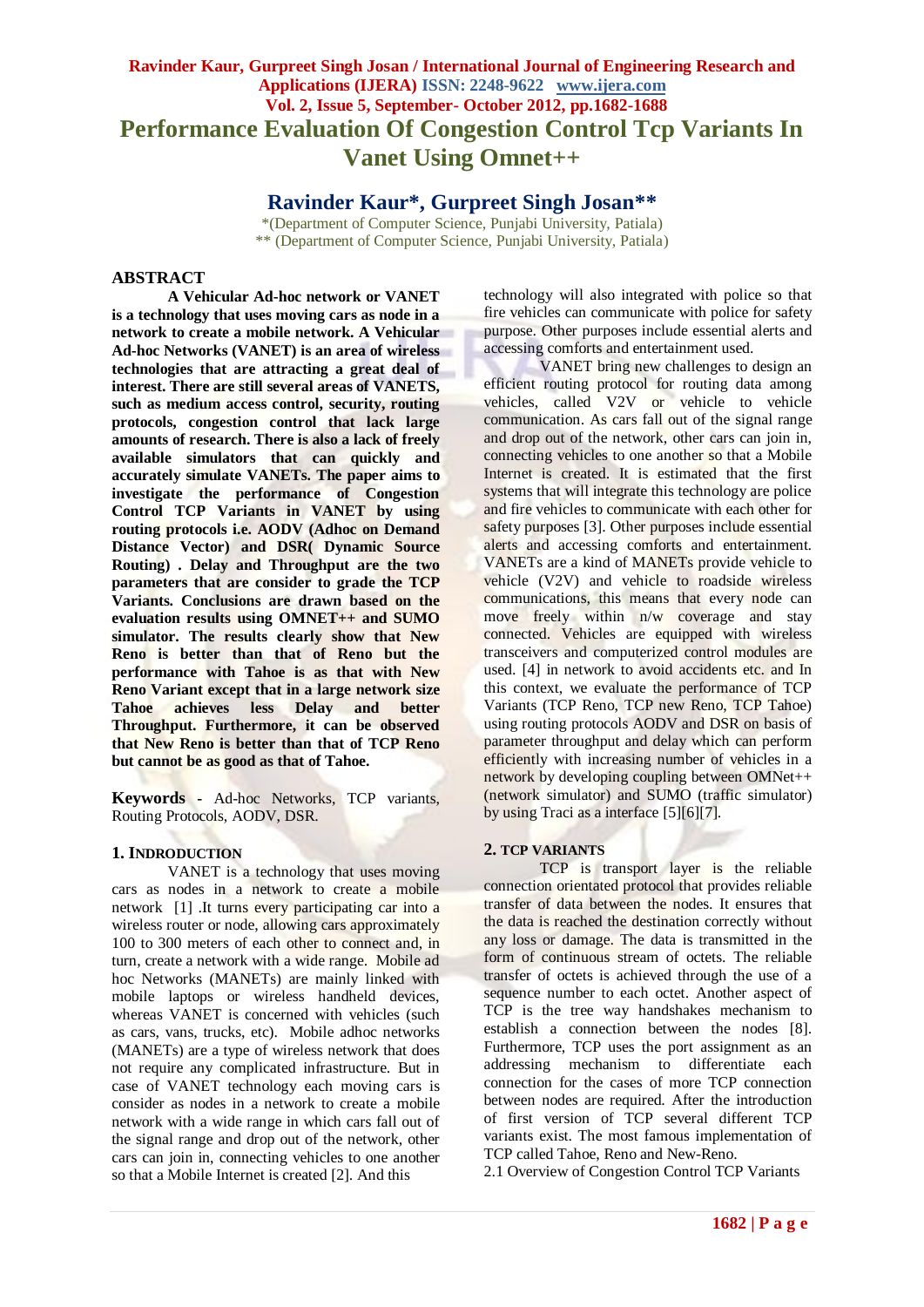# Performance Evaluation Of Congestion Control Tcp Variants In Vanet Using Omnet++

## Ravinder Kaur*, Gurpreet Singh Josan**

*(Department of Computer Science, Punjabi University, Patiala)
** (Department of Computer Science, Punjabi University, Patiala)

## ABSTRACT

**A Vehicular Ad-hoc network or VANET is a technology that uses moving cars as node in a network to create a mobile network. A Vehicular Ad-hoc Networks (VANET) is an area of wireless technologies that are attracting a great deal of interest. There are still several areas of VANETS, such as medium access control, security, routing protocols, congestion control that lack large amounts of research. There is also a lack of freely available simulators that can quickly and accurately simulate VANETs. The paper aims to investigate the performance of Congestion Control TCP Variants in VANET by using routing protocols i.e. AODV (Adhoc on Demand Distance Vector) and DSR( Dynamic Source Routing) . Delay and Throughput are the two parameters that are consider to grade the TCP Variants. Conclusions are drawn based on the evaluation results using OMNET++ and SUMO simulator. The results clearly show that New Reno is better than that of Reno but the performance with Tahoe is as that with New Reno Variant except that in a large network size Tahoe achieves less Delay and better Throughput. Furthermore, it can be observed that New Reno is better than that of TCP Reno but cannot be as good as that of Tahoe.**

**Keywords** - Ad-hoc Networks, TCP variants, Routing Protocols, AODV, DSR.

## 1. INDRODUCTION

VANET is a technology that uses moving cars as nodes in a network to create a mobile network [1] .It turns every participating car into a wireless router or node, allowing cars approximately 100 to 300 meters of each other to connect and, in turn, create a network with a wide range. Mobile ad hoc Networks (MANETs) are mainly linked with mobile laptops or wireless handheld devices, whereas VANET is concerned with vehicles (such as cars, vans, trucks, etc). Mobile adhoc networks (MANETs) are a type of wireless network that does not require any complicated infrastructure. But in case of VANET technology each moving cars is consider as nodes in a network to create a mobile network with a wide range in which cars fall out of the signal range and drop out of the network, other cars can join in, connecting vehicles to one another so that a Mobile Internet is created [2]. And this technology will also integrated with police so that fire vehicles can communicate with police for safety purpose. Other purposes include essential alerts and accessing comforts and entertainment used.

VANET bring new challenges to design an efficient routing protocol for routing data among vehicles, called V2V or vehicle to vehicle communication. As cars fall out of the signal range and drop out of the network, other cars can join in, connecting vehicles to one another so that a Mobile Internet is created. It is estimated that the first systems that will integrate this technology are police and fire vehicles to communicate with each other for safety purposes [3]. Other purposes include essential alerts and accessing comforts and entertainment. VANETs are a kind of MANETs provide vehicle to vehicle (V2V) and vehicle to roadside wireless communications, this means that every node can move freely within n/w coverage and stay connected. Vehicles are equipped with wireless transceivers and computerized control modules are used. [4] in network to avoid accidents etc. and In this context, we evaluate the performance of TCP Variants (TCP Reno, TCP new Reno, TCP Tahoe) using routing protocols AODV and DSR on basis of parameter throughput and delay which can perform efficiently with increasing number of vehicles in a network by developing coupling between OMNet++ (network simulator) and SUMO (traffic simulator) by using Traci as a interface [5][6][7].

## 2. TCP VARIANTS

TCP is transport layer is the reliable connection orientated protocol that provides reliable transfer of data between the nodes. It ensures that the data is reached the destination correctly without any loss or damage. The data is transmitted in the form of continuous stream of octets. The reliable transfer of octets is achieved through the use of a sequence number to each octet. Another aspect of TCP is the tree way handshakes mechanism to establish a connection between the nodes [8]. Furthermore, TCP uses the port assignment as an addressing mechanism to differentiate each connection for the cases of more TCP connection between nodes are required. After the introduction of first version of TCP several different TCP variants exist. The most famous implementation of TCP called Tahoe, Reno and New-Reno.

2.1 Overview of Congestion Control TCP Variants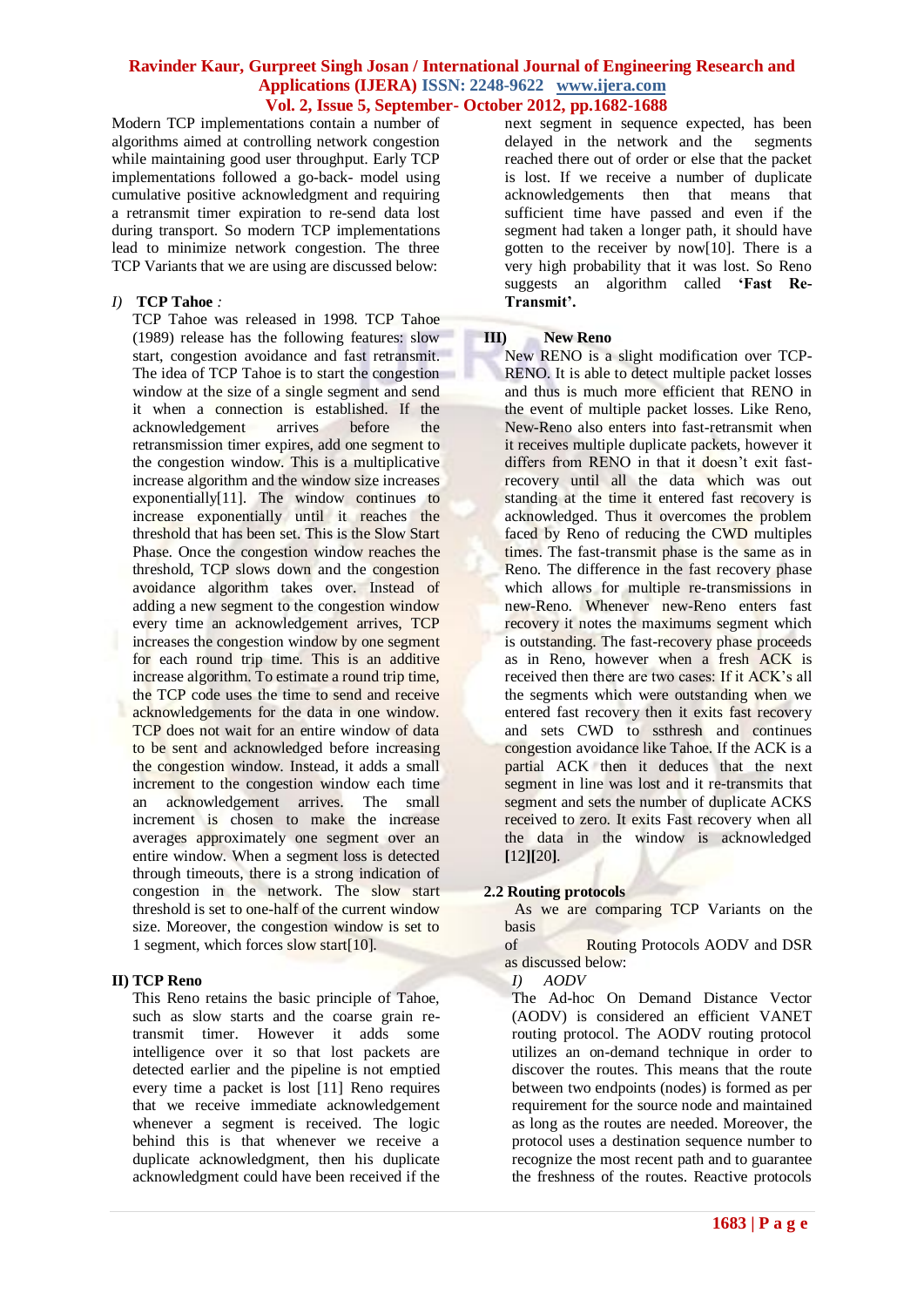Modern TCP implementations contain a number of algorithms aimed at controlling network congestion while maintaining good user throughput. Early TCP implementations followed a go-back- model using cumulative positive acknowledgment and requiring a retransmit timer expiration to re-send data lost during transport. So modern TCP implementations lead to minimize network congestion. The three TCP Variants that we are using are discussed below:

*I)* **TCP Tahoe** *:*

TCP Tahoe was released in 1998. TCP Tahoe (1989) release has the following features: slow start, congestion avoidance and fast retransmit. The idea of TCP Tahoe is to start the congestion window at the size of a single segment and send it when a connection is established. If the acknowledgement arrives before the retransmission timer expires, add one segment to the congestion window. This is a multiplicative increase algorithm and the window size increases exponentially[11]. The window continues to increase exponentially until it reaches the threshold that has been set. This is the Slow Start Phase. Once the congestion window reaches the threshold, TCP slows down and the congestion avoidance algorithm takes over. Instead of adding a new segment to the congestion window every time an acknowledgement arrives, TCP increases the congestion window by one segment for each round trip time. This is an additive increase algorithm. To estimate a round trip time, the TCP code uses the time to send and receive acknowledgements for the data in one window. TCP does not wait for an entire window of data to be sent and acknowledged before increasing the congestion window. Instead, it adds a small increment to the congestion window each time an acknowledgement arrives. The small increment is chosen to make the increase averages approximately one segment over an entire window. When a segment loss is detected through timeouts, there is a strong indication of congestion in the network. The slow start threshold is set to one-half of the current window size. Moreover, the congestion window is set to 1 segment, which forces slow start[10].

**II) TCP Reno**

This Reno retains the basic principle of Tahoe, such as slow starts and the coarse grain re-transmit timer. However it adds some intelligence over it so that lost packets are detected earlier and the pipeline is not emptied every time a packet is lost [11] Reno requires that we receive immediate acknowledgement whenever a segment is received. The logic behind this is that whenever we receive a duplicate acknowledgment, then his duplicate acknowledgment could have been received if the next segment in sequence expected, has been delayed in the network and the segments reached there out of order or else that the packet is lost. If we receive a number of duplicate acknowledgements then that means that sufficient time have passed and even if the segment had taken a longer path, it should have gotten to the receiver by now[10]. There is a very high probability that it was lost. So Reno suggests an algorithm called **'Fast Re-Transmit'.**

**III) New Reno**

New RENO is a slight modification over TCP-RENO. It is able to detect multiple packet losses and thus is much more efficient that RENO in the event of multiple packet losses. Like Reno, New-Reno also enters into fast-retransmit when it receives multiple duplicate packets, however it differs from RENO in that it doesn't exit fast-recovery until all the data which was out standing at the time it entered fast recovery is acknowledged. Thus it overcomes the problem faced by Reno of reducing the CWD multiples times. The fast-transmit phase is the same as in Reno. The difference in the fast recovery phase which allows for multiple re-transmissions in new-Reno. Whenever new-Reno enters fast recovery it notes the maximums segment which is outstanding. The fast-recovery phase proceeds as in Reno, however when a fresh ACK is received then there are two cases: If it ACK's all the segments which were outstanding when we entered fast recovery then it exits fast recovery and sets CWD to ssthresh and continues congestion avoidance like Tahoe. If the ACK is a partial ACK then it deduces that the next segment in line was lost and it re-transmits that segment and sets the number of duplicate ACKS received to zero. It exits Fast recovery when all the data in the window is acknowledged **[12][20]**.

## 2.2 Routing protocols

As we are comparing TCP Variants on the basis of Routing Protocols AODV and DSR as discussed below:

*I) AODV*

The Ad-hoc On Demand Distance Vector (AODV) is considered an efficient VANET routing protocol. The AODV routing protocol utilizes an on-demand technique in order to discover the routes. This means that the route between two endpoints (nodes) is formed as per requirement for the source node and maintained as long as the routes are needed. Moreover, the protocol uses a destination sequence number to recognize the most recent path and to guarantee the freshness of the routes. Reactive protocols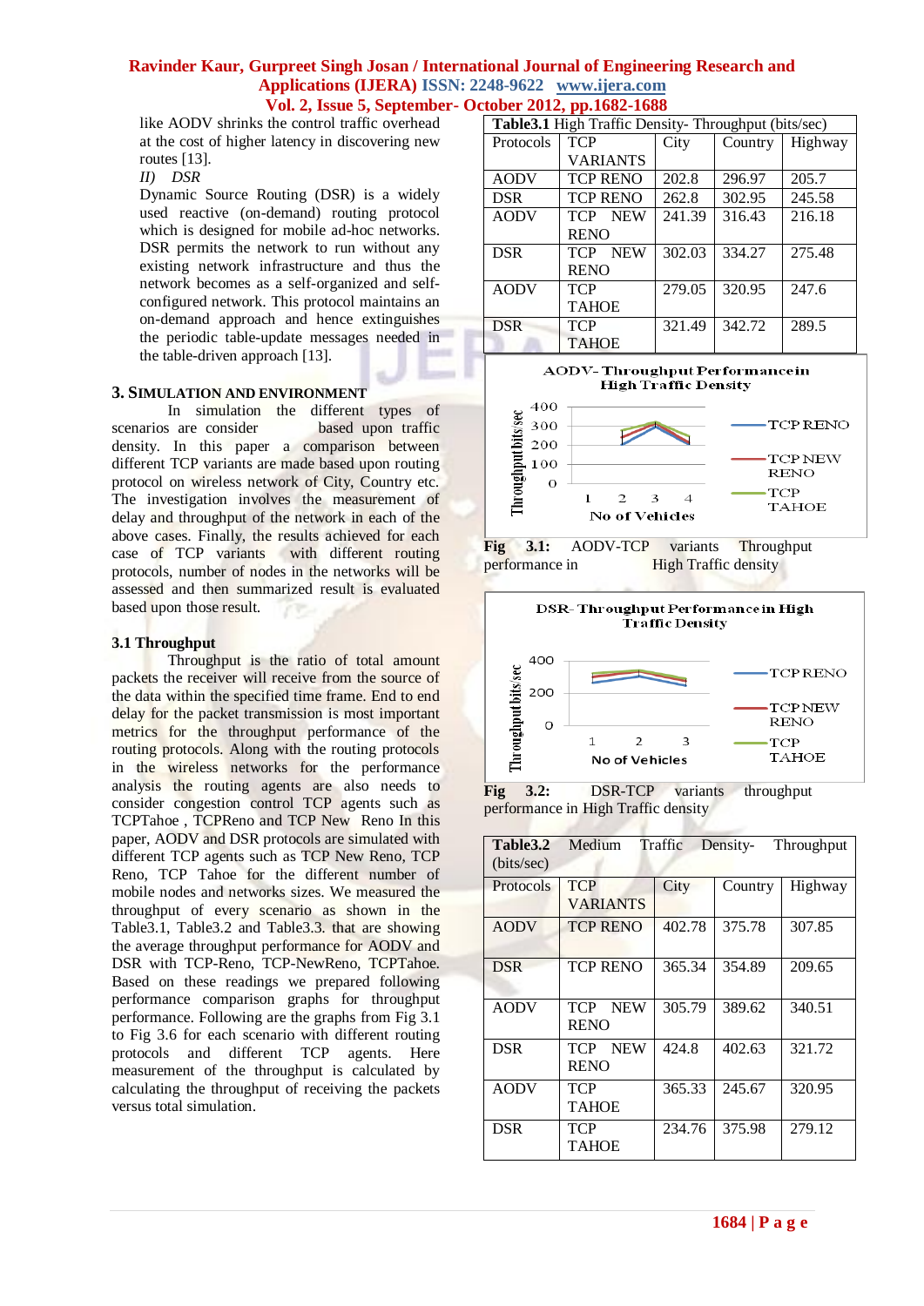like AODV shrinks the control traffic overhead at the cost of higher latency in discovering new routes [13].

*II) DSR*

Dynamic Source Routing (DSR) is a widely used reactive (on-demand) routing protocol which is designed for mobile ad-hoc networks. DSR permits the network to run without any existing network infrastructure and thus the network becomes as a self-organized and self-configured network. This protocol maintains an on-demand approach and hence extinguishes the periodic table-update messages needed in the table-driven approach [13].

## 3. SIMULATION AND ENVIRONMENT

In simulation the different types of scenarios are consider based upon traffic density. In this paper a comparison between different TCP variants are made based upon routing protocol on wireless network of City, Country etc. The investigation involves the measurement of delay and throughput of the network in each of the above cases. Finally, the results achieved for each case of TCP variants with different routing protocols, number of nodes in the networks will be assessed and then summarized result is evaluated based upon those result.

### 3.1 Throughput

Throughput is the ratio of total amount packets the receiver will receive from the source of the data within the specified time frame. End to end delay for the packet transmission is most important metrics for the throughput performance of the routing protocols. Along with the routing protocols in the wireless networks for the performance analysis the routing agents are also needs to consider congestion control TCP agents such as TCPTahoe , TCPReno and TCP New Reno In this paper, AODV and DSR protocols are simulated with different TCP agents such as TCP New Reno, TCP Reno, TCP Tahoe for the different number of mobile nodes and networks sizes. We measured the throughput of every scenario as shown in the Table3.1, Table3.2 and Table3.3. that are showing the average throughput performance for AODV and DSR with TCP-Reno, TCP-NewReno, TCPTahoe. Based on these readings we prepared following performance comparison graphs for throughput performance. Following are the graphs from Fig 3.1 to Fig 3.6 for each scenario with different routing protocols and different TCP agents. Here measurement of the throughput is calculated by calculating the throughput of receiving the packets versus total simulation.

**Table3.1** High Traffic Density- Throughput (bits/sec)

| Protocols | TCP VARIANTS | City | Country | Highway |
|---|---|---|---|---|
| AODV | TCP RENO | 202.8 | 296.97 | 205.7 |
| DSR | TCP RENO | 262.8 | 302.95 | 245.58 |
| AODV | TCP NEW RENO | 241.39 | 316.43 | 216.18 |
| DSR | TCP NEW RENO | 302.03 | 334.27 | 275.48 |
| AODV | TCP TAHOE | 279.05 | 320.95 | 247.6 |
| DSR | TCP TAHOE | 321.49 | 342.72 | 289.5 |

**Fig 3.1:** AODV-TCP variants Throughput performance in High Traffic density

**Fig 3.2:** DSR-TCP variants throughput performance in High Traffic density

**Table3.2** Medium Traffic Density- Throughput (bits/sec)

| Protocols | TCP VARIANTS | City | Country | Highway |
|---|---|---|---|---|
| AODV | TCP RENO | 402.78 | 375.78 | 307.85 |
| DSR | TCP RENO | 365.34 | 354.89 | 209.65 |
| AODV | TCP NEW RENO | 305.79 | 389.62 | 340.51 |
| DSR | TCP NEW RENO | 424.8 | 402.63 | 321.72 |
| AODV | TCP TAHOE | 365.33 | 245.67 | 320.95 |
| DSR | TCP TAHOE | 234.76 | 375.98 | 279.12 |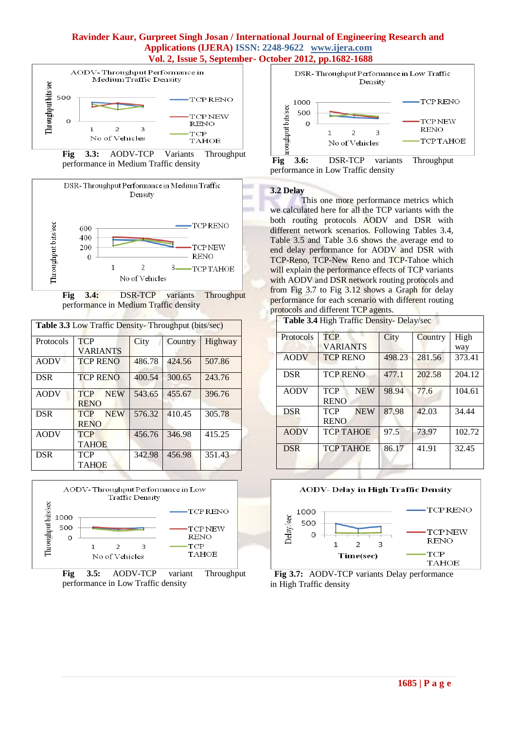**Fig 3.3:** AODV-TCP Variants Throughput performance in Medium Traffic density

**Fig 3.4:** DSR-TCP variants Throughput performance in Medium Traffic density

**Table 3.3** Low Traffic Density- Throughput (bits/sec)

| Protocols | TCP VARIANTS | City | Country | Highway |
|---|---|---|---|---|
| AODV | TCP RENO | 486.78 | 424.56 | 507.86 |
| DSR | TCP RENO | 400.54 | 300.65 | 243.76 |
| AODV | TCP NEW RENO | 543.65 | 455.67 | 396.76 |
| DSR | TCP NEW RENO | 576.32 | 410.45 | 305.78 |
| AODV | TCP TAHOE | 456.76 | 346.98 | 415.25 |
| DSR | TCP TAHOE | 342.98 | 456.98 | 351.43 |

**Fig 3.5:** AODV-TCP variant Throughput performance in Low Traffic density

**Fig 3.6:** DSR-TCP variants Throughput performance in Low Traffic density

### 3.2 Delay

This one more performance metrics which we calculated here for all the TCP variants with the both routing protocols AODV and DSR with different network scenarios. Following Tables 3.4, Table 3.5 and Table 3.6 shows the average end to end delay performance for AODV and DSR with TCP-Reno, TCP-New Reno and TCP-Tahoe which will explain the performance effects of TCP variants with AODV and DSR network routing protocols and from Fig 3.7 to Fig 3.12 shows a Graph for delay performance for each scenario with different routing protocols and different TCP agents.

**Table 3.4** High Traffic Density- Delay/sec

| Protocols | TCP VARIANTS | City | Country | High way |
|---|---|---|---|---|
| AODV | TCP RENO | 498.23 | 281.56 | 373.41 |
| DSR | TCP RENO | 477.1 | 202.58 | 204.12 |
| AODV | TCP NEW RENO | 98.94 | 77.6 | 104.61 |
| DSR | TCP NEW RENO | 87.98 | 42.03 | 34.44 |
| AODV | TCP TAHOE | 97.5 | 73.97 | 102.72 |
| DSR | TCP TAHOE | 86.17 | 41.91 | 32.45 |

**Fig 3.7:** AODV-TCP variants Delay performance in High Traffic density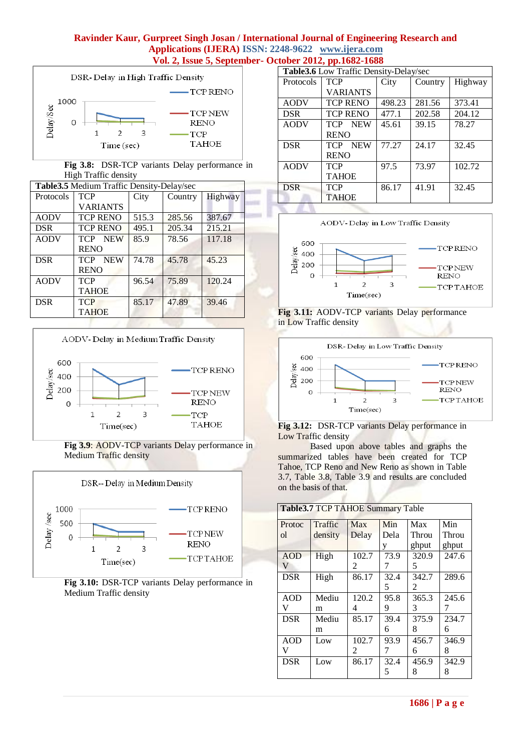Fig 3.8: DSR-TCP variants Delay performance in High Traffic density

**Table3.5** Medium Traffic Density-Delay/sec

| Protocols | TCP VARIANTS | City | Country | Highway |
|---|---|---|---|---|
| AODV | TCP RENO | 515.3 | 285.56 | 387.67 |
| DSR | TCP RENO | 495.1 | 205.34 | 215.21 |
| AODV | TCP NEW RENO | 85.9 | 78.56 | 117.18 |
| DSR | TCP NEW RENO | 74.78 | 45.78 | 45.23 |
| AODV | TCP TAHOE | 96.54 | 75.89 | 120.24 |
| DSR | TCP TAHOE | 85.17 | 47.89 | 39.46 |

**Fig 3.9**: AODV-TCP variants Delay performance in Medium Traffic density

**Fig 3.10:** DSR-TCP variants Delay performance in Medium Traffic density

**Table3.6** Low Traffic Density-Delay/sec

| Protocols | TCP VARIANTS | City | Country | Highway |
|---|---|---|---|---|
| AODV | TCP RENO | 498.23 | 281.56 | 373.41 |
| DSR | TCP RENO | 477.1 | 202.58 | 204.12 |
| AODV | TCP NEW RENO | 45.61 | 39.15 | 78.27 |
| DSR | TCP NEW RENO | 77.27 | 24.17 | 32.45 |
| AODV | TCP TAHOE | 97.5 | 73.97 | 102.72 |
| DSR | TCP TAHOE | 86.17 | 41.91 | 32.45 |

**Fig 3.11:** AODV-TCP variants Delay performance in Low Traffic density

**Fig 3.12:** DSR-TCP variants Delay performance in Low Traffic density

Based upon above tables and graphs the summarized tables have been created for TCP Tahoe, TCP Reno and New Reno as shown in Table 3.7, Table 3.8, Table 3.9 and results are concluded on the basis of that.

**Table3.7** TCP TAHOE Summary Table

| Protocol | Traffic density | Max Delay | Min Delay | Max Throughput | Min Throughput |
|---|---|---|---|---|---|
| AODV | High | 102.72 | 73.97 | 320.95 | 247.6 |
| DSR | High | 86.17 | 32.45 | 342.72 | 289.6 |
| AODV | Medium | 120.24 | 95.89 | 365.33 | 245.67 |
| DSR | Medium | 85.17 | 39.46 | 375.98 | 234.76 |
| AODV | Low | 102.72 | 93.97 | 456.76 | 346.98 |
| DSR | Low | 86.17 | 32.45 | 456.98 | 342.98 |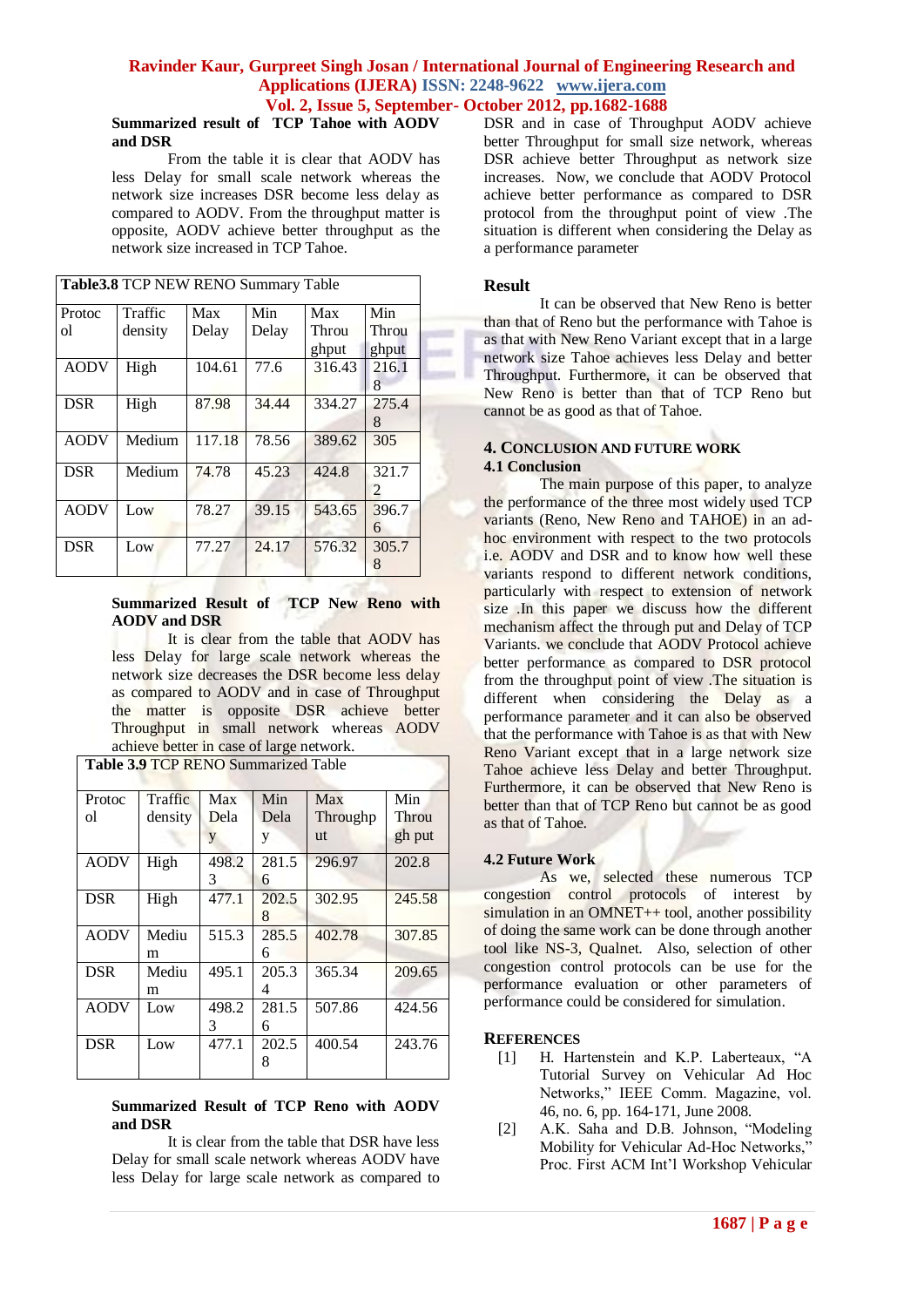**Summarized result of TCP Tahoe with AODV and DSR**

From the table it is clear that AODV has less Delay for small size network whereas the network size increases DSR become less delay as compared to AODV. From the throughput matter is opposite, AODV achieve better throughput as the network size increased in TCP Tahoe.

**Table3.8** TCP NEW RENO Summary Table

| Protocol | Traffic density | Max Delay | Min Delay | Max Throughput | Min Throughput |
|---|---|---|---|---|---|
| AODV | High | 104.61 | 77.6 | 316.43 | 216.18 |
| DSR | High | 87.98 | 34.44 | 334.27 | 275.48 |
| AODV | Medium | 117.18 | 78.56 | 389.62 | 305 |
| DSR | Medium | 74.78 | 45.23 | 424.8 | 321.72 |
| AODV | Low | 78.27 | 39.15 | 543.65 | 396.76 |
| DSR | Low | 77.27 | 24.17 | 576.32 | 305.78 |

**Summarized Result of TCP New Reno with AODV and DSR**

It is clear from the table that AODV has less Delay for large scale network whereas the network size decreases the DSR become less delay as compared to AODV and in case of Throughput the matter is opposite DSR achieve better Throughput in small network whereas AODV achieve better in case of large network.

**Table 3.9** TCP RENO Summarized Table

| Protocol | Traffic density | Max Delay | Min Delay | Max Throughput | Min Through put |
|---|---|---|---|---|---|
| AODV | High | 498.23 | 281.56 | 296.97 | 202.8 |
| DSR | High | 477.1 | 202.58 | 302.95 | 245.58 |
| AODV | Medium | 515.3 | 285.56 | 402.78 | 307.85 |
| DSR | Medium | 495.1 | 205.34 | 365.34 | 209.65 |
| AODV | Low | 498.23 | 281.56 | 507.86 | 424.56 |
| DSR | Low | 477.1 | 202.58 | 400.54 | 243.76 |

**Summarized Result of TCP Reno with AODV and DSR**

It is clear from the table that DSR have less Delay for small scale network whereas AODV have less Delay for large scale network as compared to DSR and in case of Throughput AODV achieve better Throughput for small size network, whereas DSR achieve better Throughput as network size increases. Now, we conclude that AODV Protocol achieve better performance as compared to DSR protocol from the throughput point of view .The situation is different when considering the Delay as a performance parameter

**Result**

It can be observed that New Reno is better than that of Reno but the performance with Tahoe is as that with New Reno Variant except that in a large network size Tahoe achieves less Delay and better Throughput. Furthermore, it can be observed that New Reno is better than that of TCP Reno but cannot be as good as that of Tahoe.

## 4. Conclusion and Future Work

### 4.1 Conclusion

The main purpose of this paper, to analyze the performance of the three most widely used TCP variants (Reno, New Reno and TAHOE) in an ad-hoc environment with respect to the two protocols i.e. AODV and DSR and to know how well these variants respond to different network conditions, particularly with respect to extension of network size .In this paper we discuss how the different mechanism affect the through put and Delay of TCP Variants. we conclude that AODV Protocol achieve better performance as compared to DSR protocol from the throughput point of view .The situation is different when considering the Delay as a performance parameter and it can also be observed that the performance with Tahoe is as that with New Reno Variant except that in a large network size Tahoe achieve less Delay and better Throughput. Furthermore, it can be observed that New Reno is better than that of TCP Reno but cannot be as good as that of Tahoe.

### 4.2 Future Work

As we, selected these numerous TCP congestion control protocols of interest by simulation in an OMNET++ tool, another possibility of doing the same work can be done through another tool like NS-3, Qualnet. Also, selection of other congestion control protocols can be use for the performance evaluation or other parameters of performance could be considered for simulation.

## References

[1] H. Hartenstein and K.P. Laberteaux, "A Tutorial Survey on Vehicular Ad Hoc Networks," IEEE Comm. Magazine, vol. 46, no. 6, pp. 164-171, June 2008.

[2] A.K. Saha and D.B. Johnson, "Modeling Mobility for Vehicular Ad-Hoc Networks," Proc. First ACM Int'l Workshop Vehicular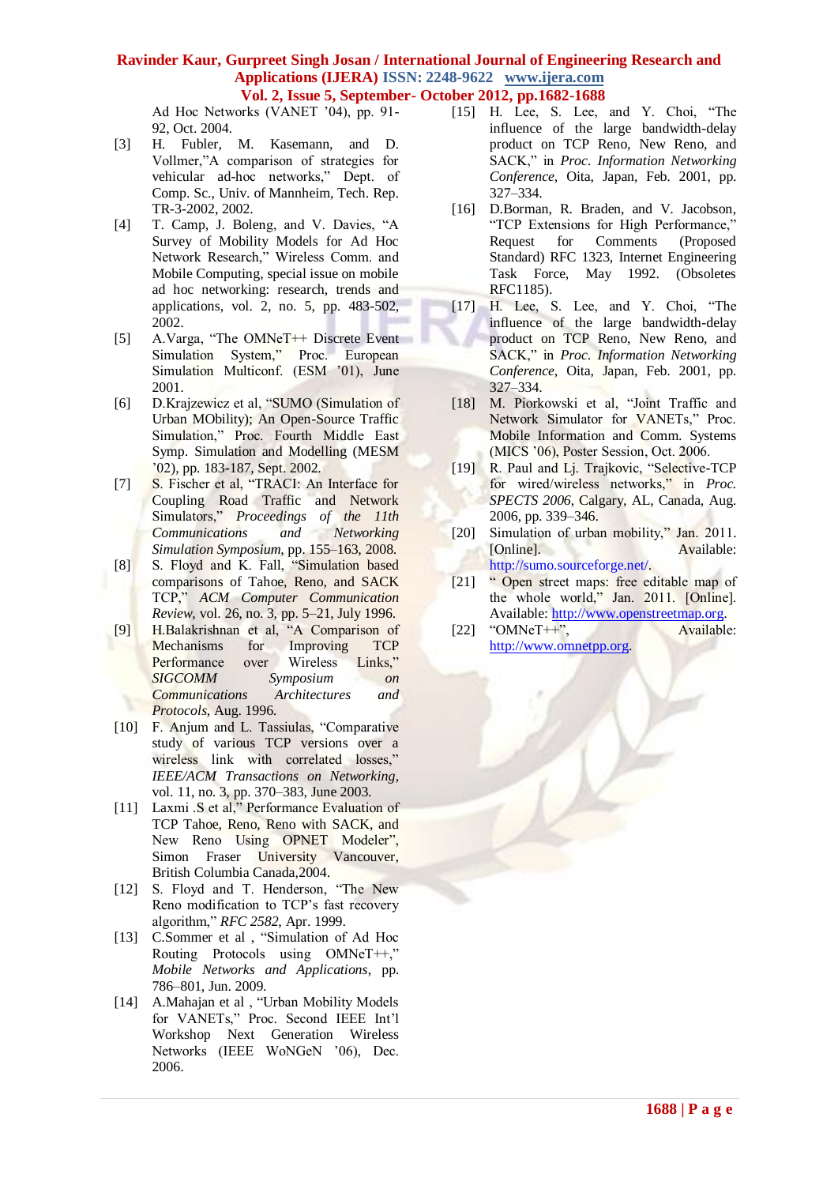Ad Hoc Networks (VANET '04), pp. 91-92, Oct. 2004.

[3] H. Fubler, M. Kasemann, and D. Vollmer,"A comparison of strategies for vehicular ad-hoc networks," Dept. of Comp. Sc., Univ. of Mannheim, Tech. Rep. TR-3-2002, 2002.

[4] T. Camp, J. Boleng, and V. Davies, "A Survey of Mobility Models for Ad Hoc Network Research," Wireless Comm. and Mobile Computing, special issue on mobile ad hoc networking: research, trends and applications, vol. 2, no. 5, pp. 483-502, 2002.

[5] A.Varga, "The OMNeT++ Discrete Event Simulation System," Proc. European Simulation Multiconf. (ESM '01), June 2001.

[6] D.Krajzewicz et al, "SUMO (Simulation of Urban MObility); An Open-Source Traffic Simulation," Proc. Fourth Middle East Symp. Simulation and Modelling (MESM '02), pp. 183-187, Sept. 2002.

[7] S. Fischer et al, "TRACI: An Interface for Coupling Road Traffic and Network Simulators," *Proceedings of the 11th Communications and Networking Simulation Symposium*, pp. 155–163, 2008.

[8] S. Floyd and K. Fall, "Simulation based comparisons of Tahoe, Reno, and SACK TCP," *ACM Computer Communication Review*, vol. 26, no. 3, pp. 5–21, July 1996.

[9] H.Balakrishnan et al, "A Comparison of Mechanisms for Improving TCP Performance over Wireless Links," *SIGCOMM Symposium on Communications Architectures and Protocols*, Aug. 1996.

[10] F. Anjum and L. Tassiulas, "Comparative study of various TCP versions over a wireless link with correlated losses," *IEEE/ACM Transactions on Networking*, vol. 11, no. 3, pp. 370–383, June 2003.

[11] Laxmi .S et al," Performance Evaluation of TCP Tahoe, Reno, Reno with SACK, and New Reno Using OPNET Modeler", Simon Fraser University Vancouver, British Columbia Canada,2004.

[12] S. Floyd and T. Henderson, "The New Reno modification to TCP's fast recovery algorithm," *RFC 2582*, Apr. 1999.

[13] C.Sommer et al , "Simulation of Ad Hoc Routing Protocols using OMNeT++," *Mobile Networks and Applications*, pp. 786–801, Jun. 2009.

[14] A.Mahajan et al , "Urban Mobility Models for VANETs," Proc. Second IEEE Int'l Workshop Next Generation Wireless Networks (IEEE WoNGeN '06), Dec. 2006.

[15] H. Lee, S. Lee, and Y. Choi, "The influence of the large bandwidth-delay product on TCP Reno, New Reno, and SACK," in *Proc. Information Networking Conference*, Oita, Japan, Feb. 2001, pp. 327–334.

[16] D.Borman, R. Braden, and V. Jacobson, "TCP Extensions for High Performance," Request for Comments (Proposed Standard) RFC 1323, Internet Engineering Task Force, May 1992. (Obsoletes RFC1185).

[17] H. Lee, S. Lee, and Y. Choi, "The influence of the large bandwidth-delay product on TCP Reno, New Reno, and SACK," in *Proc. Information Networking Conference*, Oita, Japan, Feb. 2001, pp. 327–334.

[18] M. Piorkowski et al, "Joint Traffic and Network Simulator for VANETs," Proc. Mobile Information and Comm. Systems (MICS '06), Poster Session, Oct. 2006.

[19] R. Paul and Lj. Trajkovic, "Selective-TCP for wired/wireless networks," in *Proc. SPECTS 2006*, Calgary, AL, Canada, Aug. 2006, pp. 339–346.

[20] Simulation of urban mobility," Jan. 2011. [Online]. Available: http://sumo.sourceforge.net/.

[21] " Open street maps: free editable map of the whole world," Jan. 2011. [Online]. Available: http://www.openstreetmap.org.

[22] "OMNeT++", Available: http://www.omnetpp.org.